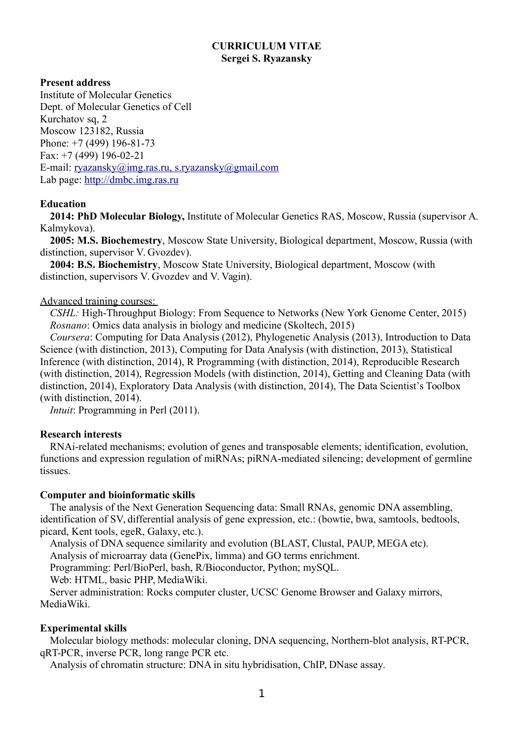# CURRICULUM VITAE
## Sergei S. Ryazansky

**Present address**
Institute of Molecular Genetics
Dept. of Molecular Genetics of Cell
Kurchatov sq, 2
Moscow 123182, Russia
Phone: +7 (499) 196-81-73
Fax: +7 (499) 196-02-21
E-mail: ryazansky@img.ras.ru, s.ryazansky@gmail.com
Lab page: http://dmbc.img.ras.ru

**Education**

**2014: PhD Molecular Biology,** Institute of Molecular Genetics RAS, Moscow, Russia (supervisor A. Kalmykova).

**2005: M.S. Biochemestry**, Moscow State University, Biological department, Moscow, Russia (with distinction, supervisor V. Gvozdev).

**2004: B.S. Biochemistry**, Moscow State University, Biological department, Moscow (with distinction, supervisors V. Gvozdev and V. Vagin).

Advanced training courses:

*CSHL:* High-Throughput Biology: From Sequence to Networks (New York Genome Center, 2015)

*Rosnano*: Omics data analysis in biology and medicine (Skoltech, 2015)

*Coursera*: Computing for Data Analysis (2012), Phylogenetic Analysis (2013), Introduction to Data Science (with distinction, 2013), Computing for Data Analysis (with distinction, 2013), Statistical Inference (with distinction, 2014), R Programming (with distinction, 2014), Reproducible Research (with distinction, 2014), Regression Models (with distinction, 2014), Getting and Cleaning Data (with distinction, 2014), Exploratory Data Analysis (with distinction, 2014), The Data Scientist's Toolbox (with distinction, 2014).

*Intuit*: Programming in Perl (2011).

**Research interests**

RNAi-related mechanisms; evolution of genes and transposable elements; identification, evolution, functions and expression regulation of miRNAs; piRNA-mediated silencing; development of germline tissues.

**Computer and bioinformatic skills**

The analysis of the Next Generation Sequencing data: Small RNAs, genomic DNA assembling, identification of SV, differential analysis of gene expression, etc.: (bowtie, bwa, samtools, bedtools, picard, Kent tools, egeR, Galaxy, etc.).

Analysis of DNA sequence similarity and evolution (BLAST, Clustal, PAUP, MEGA etc).

Analysis of microarray data (GenePix, limma) and GO terms enrichment.

Programming: Perl/BioPerl, bash, R/Bioconductor, Python; mySQL.

Web: HTML, basic PHP, MediaWiki.

Server administration: Rocks computer cluster, UCSC Genome Browser and Galaxy mirrors, MediaWiki.

**Experimental skills**

Molecular biology methods: molecular cloning, DNA sequencing, Northern-blot analysis, RT-PCR, qRT-PCR, inverse PCR, long range PCR etc.

Analysis of chromatin structure: DNA in situ hybridisation, ChIP, DNase assay.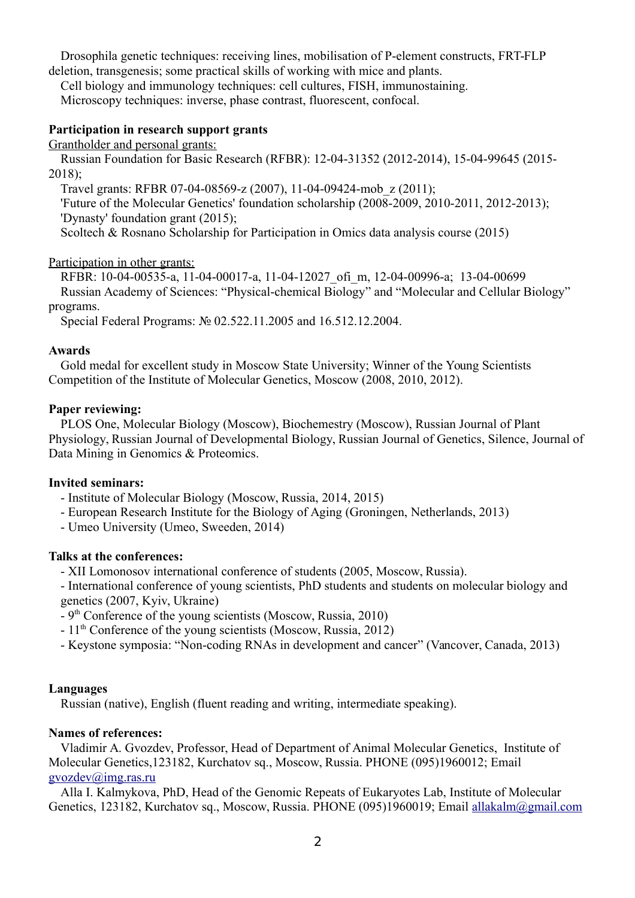Drosophila genetic techniques: receiving lines, mobilisation of P-element constructs, FRT-FLP deletion, transgenesis; some practical skills of working with mice and plants.

Cell biology and immunology techniques: cell cultures, FISH, immunostaining.

Microscopy techniques: inverse, phase contrast, fluorescent, confocal.

**Participation in research support grants**

Grantholder and personal grants:

Russian Foundation for Basic Research (RFBR): 12-04-31352 (2012-2014), 15-04-99645 (2015-2018);

Travel grants: RFBR 07-04-08569-z (2007), 11-04-09424-mob_z (2011);

'Future of the Molecular Genetics' foundation scholarship (2008-2009, 2010-2011, 2012-2013);

'Dynasty' foundation grant (2015);

Scoltech & Rosnano Scholarship for Participation in Omics data analysis course (2015)

Participation in other grants:

RFBR: 10-04-00535-a, 11-04-00017-a, 11-04-12027_ofi_m, 12-04-00996-a; 13-04-00699

Russian Academy of Sciences: “Physical-chemical Biology” and “Molecular and Cellular Biology” programs.

Special Federal Programs: № 02.522.11.2005 and 16.512.12.2004.

**Awards**

Gold medal for excellent study in Moscow State University; Winner of the Young Scientists Competition of the Institute of Molecular Genetics, Moscow (2008, 2010, 2012).

**Paper reviewing:**

PLOS One, Molecular Biology (Moscow), Biochemestry (Moscow), Russian Journal of Plant Physiology, Russian Journal of Developmental Biology, Russian Journal of Genetics, Silence, Journal of Data Mining in Genomics & Proteomics.

**Invited seminars:**

- Institute of Molecular Biology (Moscow, Russia, 2014, 2015)
- European Research Institute for the Biology of Aging (Groningen, Netherlands, 2013)
- Umeo University (Umeo, Sweeden, 2014)

**Talks at the conferences:**

- XII Lomonosov international conference of students (2005, Moscow, Russia).
- International conference of young scientists, PhD students and students on molecular biology and genetics (2007, Kyiv, Ukraine)
- 9th Conference of the young scientists (Moscow, Russia, 2010)
- 11th Conference of the young scientists (Moscow, Russia, 2012)
- Keystone symposia: “Non-coding RNAs in development and cancer” (Vancover, Canada, 2013)

**Languages**

Russian (native), English (fluent reading and writing, intermediate speaking).

**Names of references:**

Vladimir A. Gvozdev, Professor, Head of Department of Animal Molecular Genetics, Institute of Molecular Genetics,123182, Kurchatov sq., Moscow, Russia. PHONE (095)1960012; Email gvozdev@img.ras.ru

Alla I. Kalmykova, PhD, Head of the Genomic Repeats of Eukaryotes Lab, Institute of Molecular Genetics, 123182, Kurchatov sq., Moscow, Russia. PHONE (095)1960019; Email allakalm@gmail.com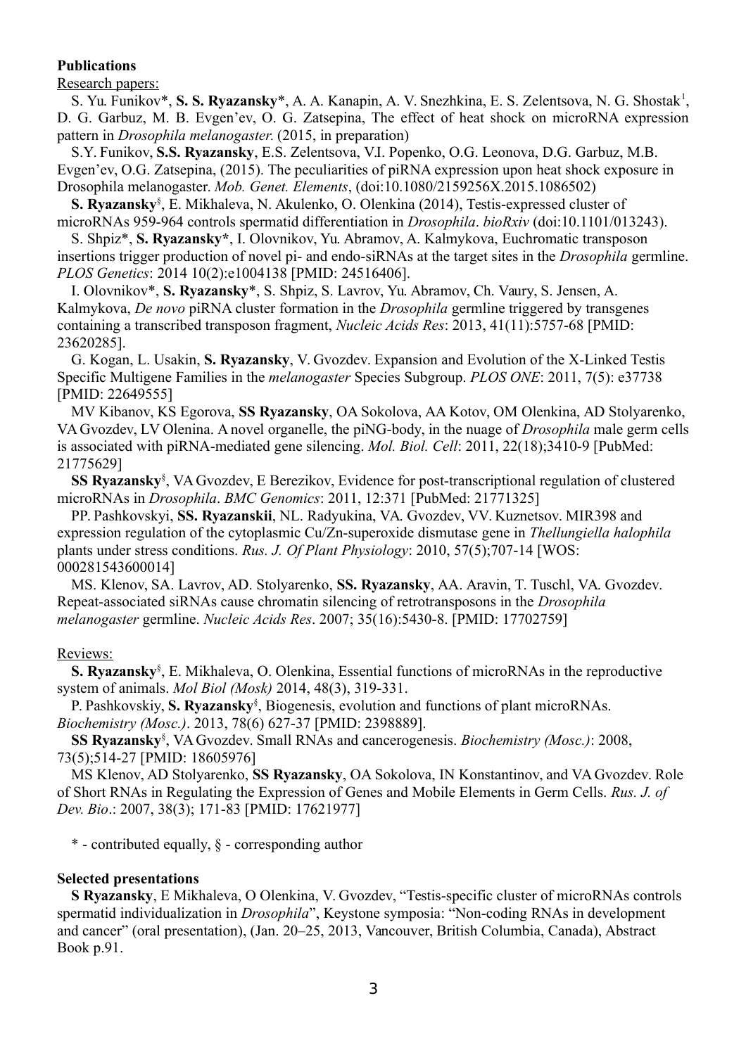**Publications**

Research papers:

S. Yu. Funikov*, **S. S. Ryazansky***, A. A. Kanapin, A. V. Snezhkina, E. S. Zelentsova, N. G. Shostak[1], D. G. Garbuz, M. B. Evgen'ev, O. G. Zatsepina, The effect of heat shock on microRNA expression pattern in *Drosophila melanogaster.* (2015, in preparation)

S.Y. Funikov, **S.S. Ryazansky**, E.S. Zelentsova, V.I. Popenko, O.G. Leonova, D.G. Garbuz, M.B. Evgen'ev, O.G. Zatsepina, (2015). The peculiarities of piRNA expression upon heat shock exposure in Drosophila melanogaster. *Mob. Genet. Elements*, (doi:10.1080/2159256X.2015.1086502)

**S. Ryazansky**[§], E. Mikhaleva, N. Akulenko, O. Olenkina (2014), Testis-expressed cluster of microRNAs 959-964 controls spermatid differentiation in *Drosophila*. *bioRxiv* (doi:10.1101/013243).

S. Shpiz*, **S. Ryazansky***, I. Olovnikov, Yu. Abramov, A. Kalmykova, Euchromatic transposon insertions trigger production of novel pi- and endo-siRNAs at the target sites in the *Drosophila* germline. *PLOS Genetics*: 2014 10(2):e1004138 [PMID: 24516406].

I. Olovnikov*, **S. Ryazansky***, S. Shpiz, S. Lavrov, Yu. Abramov, Ch. Vaury, S. Jensen, A. Kalmykova, *De novo* piRNA cluster formation in the *Drosophila* germline triggered by transgenes containing a transcribed transposon fragment, *Nucleic Acids Res*: 2013, 41(11):5757-68 [PMID: 23620285].

G. Kogan, L. Usakin, **S. Ryazansky**, V. Gvozdev. Expansion and Evolution of the X-Linked Testis Specific Multigene Families in the *melanogaster* Species Subgroup. *PLOS ONE*: 2011, 7(5): e37738 [PMID: 22649555]

MV Kibanov, KS Egorova, **SS Ryazansky**, OA Sokolova, AA Kotov, OM Olenkina, AD Stolyarenko, VA Gvozdev, LV Olenina. A novel organelle, the piNG-body, in the nuage of *Drosophila* male germ cells is associated with piRNA-mediated gene silencing. *Mol. Biol. Cell*: 2011, 22(18);3410-9 [PubMed: 21775629]

**SS Ryazansky**[§], VA Gvozdev, E Berezikov, Evidence for post-transcriptional regulation of clustered microRNAs in *Drosophila*. *BMC Genomics*: 2011, 12:371 [PubMed: 21771325]

PP. Pashkovskyi, **SS. Ryazanskii**, NL. Radyukina, VA. Gvozdev, VV. Kuznetsov. MIR398 and expression regulation of the cytoplasmic Cu/Zn-superoxide dismutase gene in *Thellungiella halophila* plants under stress conditions. *Rus. J. Of Plant Physiology*: 2010, 57(5);707-14 [WOS: 000281543600014]

MS. Klenov, SA. Lavrov, AD. Stolyarenko, **SS. Ryazansky**, AA. Aravin, T. Tuschl, VA. Gvozdev. Repeat-associated siRNAs cause chromatin silencing of retrotransposons in the *Drosophila melanogaster* germline. *Nucleic Acids Res*. 2007; 35(16):5430-8. [PMID: 17702759]

Reviews:

**S. Ryazansky**[§], E. Mikhaleva, O. Olenkina, Essential functions of microRNAs in the reproductive system of animals. *Mol Biol (Mosk)* 2014, 48(3), 319-331.

P. Pashkovskiy, **S. Ryazansky**[§], Biogenesis, evolution and functions of plant microRNAs. *Biochemistry (Mosc.)*. 2013, 78(6) 627-37 [PMID: 2398889].

**SS Ryazansky**[§], VA Gvozdev. Small RNAs and cancerogenesis. *Biochemistry (Mosc.)*: 2008, 73(5);514-27 [PMID: 18605976]

MS Klenov, AD Stolyarenko, **SS Ryazansky**, OA Sokolova, IN Konstantinov, and VA Gvozdev. Role of Short RNAs in Regulating the Expression of Genes and Mobile Elements in Germ Cells. *Rus. J. of Dev. Bio*.: 2007, 38(3); 171-83 [PMID: 17621977]

* - contributed equally, § - corresponding author

**Selected presentations**

**S Ryazansky**, E Mikhaleva, O Olenkina, V. Gvozdev, "Testis-specific cluster of microRNAs controls spermatid individualization in *Drosophila*", Keystone symposia: "Non-coding RNAs in development and cancer" (oral presentation), (Jan. 20–25, 2013, Vancouver, British Columbia, Canada), Abstract Book p.91.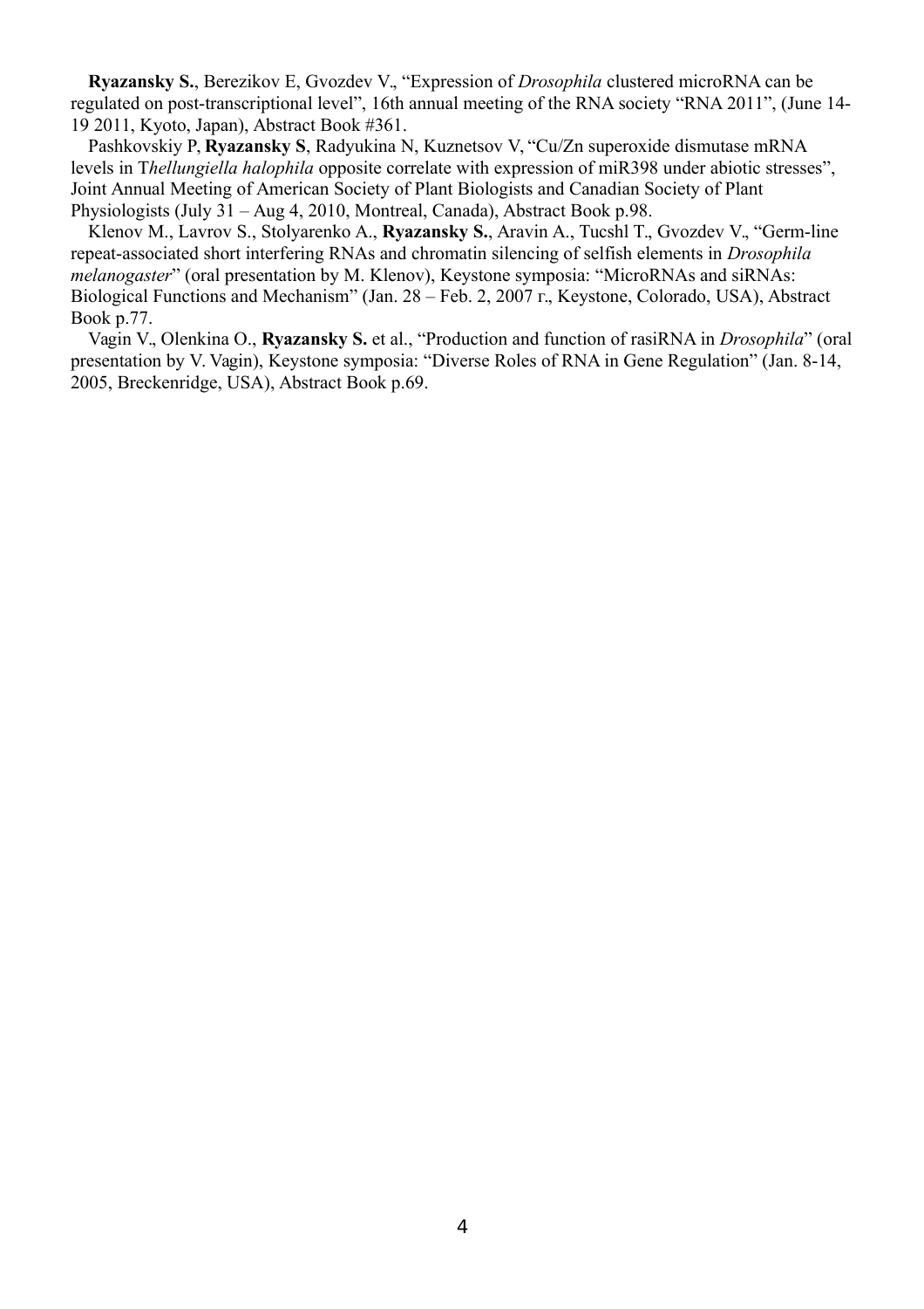**Ryazansky S.**, Berezikov E, Gvozdev V., "Expression of *Drosophila* clustered microRNA can be regulated on post-transcriptional level", 16th annual meeting of the RNA society "RNA 2011", (June 14-19 2011, Kyoto, Japan), Abstract Book #361.

Pashkovskiy P, **Ryazansky S**, Radyukina N, Kuznetsov V, "Cu/Zn superoxide dismutase mRNA levels in T*hellungiella halophila* opposite correlate with expression of miR398 under abiotic stresses", Joint Annual Meeting of American Society of Plant Biologists and Canadian Society of Plant Physiologists (July 31 – Aug 4, 2010, Montreal, Canada), Abstract Book p.98.

Klenov M., Lavrov S., Stolyarenko A., **Ryazansky S.**, Aravin A., Tucshl T., Gvozdev V., "Germ-line repeat-associated short interfering RNAs and chromatin silencing of selfish elements in *Drosophila melanogaster*" (oral presentation by M. Klenov), Keystone symposia: "MicroRNAs and siRNAs: Biological Functions and Mechanism" (Jan. 28 – Feb. 2, 2007 г., Keystone, Colorado, USA), Abstract Book p.77.

Vagin V., Olenkina O., **Ryazansky S.** et al., "Production and function of rasiRNA in *Drosophila*" (oral presentation by V. Vagin), Keystone symposia: "Diverse Roles of RNA in Gene Regulation" (Jan. 8-14, 2005, Breckenridge, USA), Abstract Book p.69.